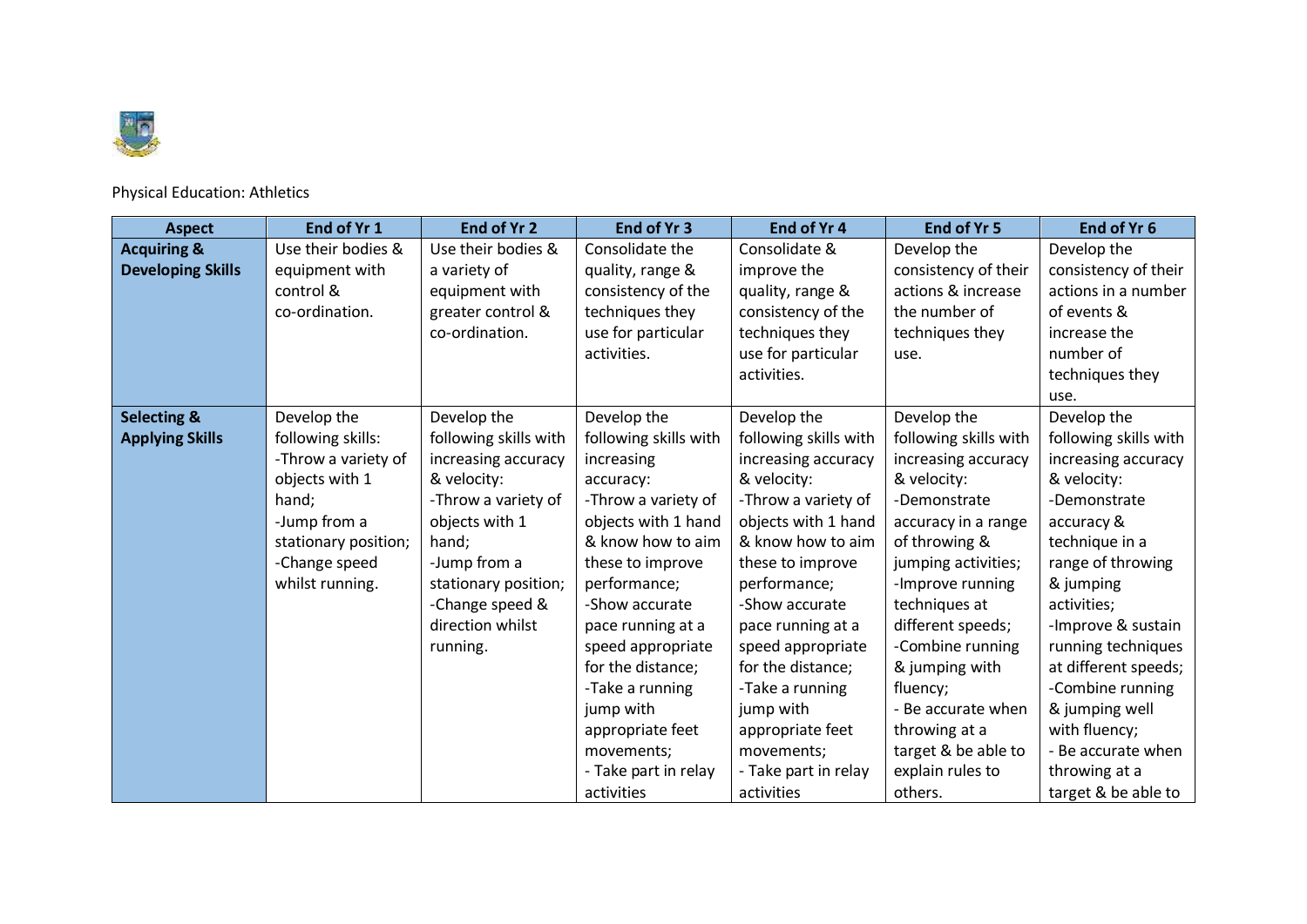Physical Education: Athletics

| Aspect | End of Yr 1 | End of Yr 2 | End of Yr 3 | End of Yr 4 | End of Yr 5 | End of Yr 6 |
|---|---|---|---|---|---|---|
| **Acquiring & Developing Skills** | Use their bodies & equipment with control & co-ordination. | Use their bodies & a variety of equipment with greater control & co-ordination. | Consolidate the quality, range & consistency of the techniques they use for particular activities. | Consolidate & improve the quality, range & consistency of the techniques they use for particular activities. | Develop the consistency of their actions & increase the number of techniques they use. | Develop the consistency of their actions in a number of events & increase the number of techniques they use. |
| **Selecting & Applying Skills** | Develop the following skills:<br>-Throw a variety of objects with 1 hand;<br>-Jump from a stationary position;<br>-Change speed whilst running. | Develop the following skills with increasing accuracy & velocity:<br>-Throw a variety of objects with 1 hand;<br>-Jump from a stationary position;<br>-Change speed & direction whilst running. | Develop the following skills with increasing accuracy:<br>-Throw a variety of objects with 1 hand & know how to aim these to improve performance;<br>-Show accurate pace running at a speed appropriate for the distance;<br>-Take a running jump with appropriate feet movements;<br>- Take part in relay activities | Develop the following skills with increasing accuracy & velocity:<br>-Throw a variety of objects with 1 hand & know how to aim these to improve performance;<br>-Show accurate pace running at a speed appropriate for the distance;<br>-Take a running jump with appropriate feet movements;<br>- Take part in relay activities | Develop the following skills with increasing accuracy & velocity:<br>-Demonstrate accuracy in a range of throwing & jumping activities;<br>-Improve running techniques at different speeds;<br>-Combine running & jumping with fluency;<br>- Be accurate when throwing at a target & be able to explain rules to others. | Develop the following skills with increasing accuracy & velocity:<br>-Demonstrate accuracy & technique in a range of throwing & jumping activities;<br>-Improve & sustain running techniques at different speeds;<br>-Combine running & jumping well with fluency;<br>- Be accurate when throwing at a target & be able to |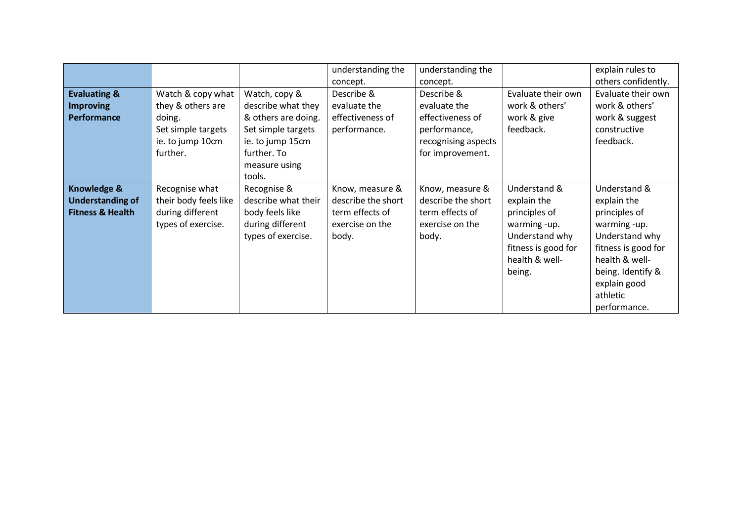| | | | | | | |
|---|---|---|---|---|---|---|
| | | | understanding the concept. | understanding the concept. | | explain rules to others confidently. |
| **Evaluating & Improving Performance** | Watch & copy what they & others are doing.<br>Set simple targets ie. to jump 10cm further. | Watch, copy & describe what they & others are doing. Set simple targets ie. to jump 15cm further. To measure using tools. | Describe & evaluate the effectiveness of performance. | Describe & evaluate the effectiveness of performance, recognising aspects for improvement. | Evaluate their own work & others' work & give feedback. | Evaluate their own work & others' work & suggest constructive feedback. |
| **Knowledge & Understanding of Fitness & Health** | Recognise what their body feels like during different types of exercise. | Recognise & describe what their body feels like during different types of exercise. | Know, measure & describe the short term effects of exercise on the body. | Know, measure & describe the short term effects of exercise on the body. | Understand & explain the principles of warming -up. Understand why fitness is good for health & well-being. | Understand & explain the principles of warming -up. Understand why fitness is good for health & well-being. Identify & explain good athletic performance. |